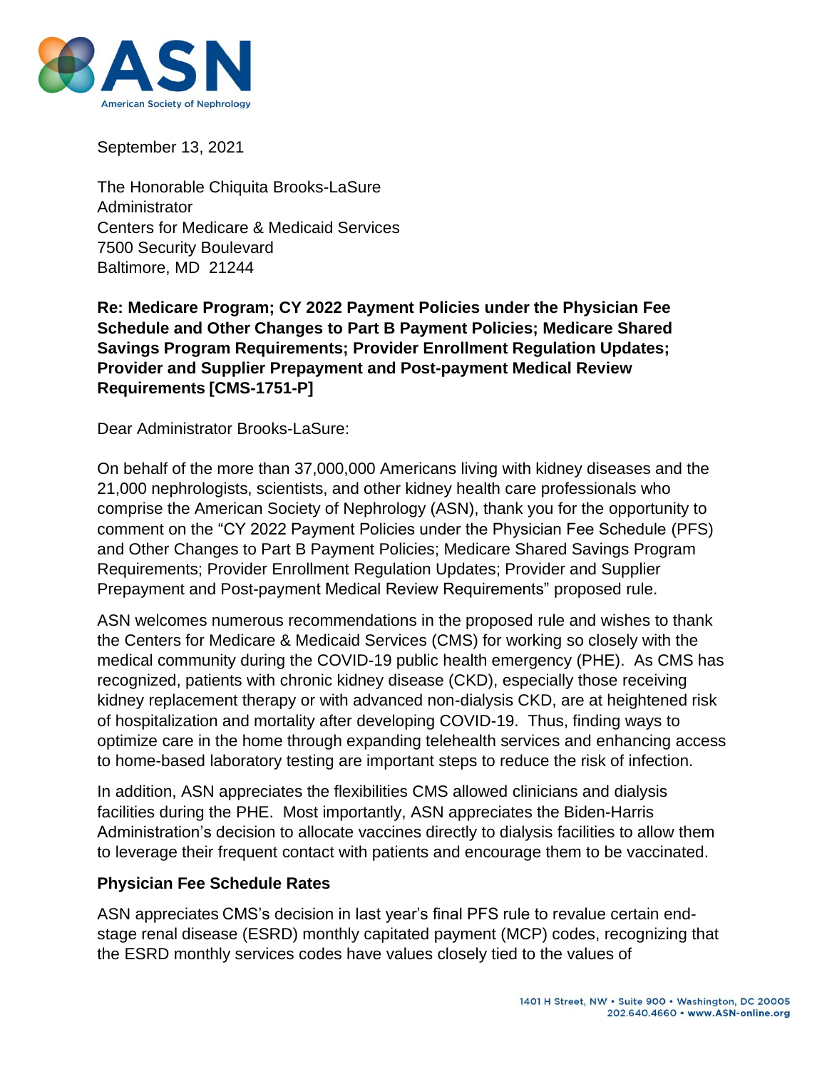September 13, 2021

The Honorable Chiquita Brooks-LaSure
Administrator
Centers for Medicare & Medicaid Services
7500 Security Boulevard
Baltimore, MD 21244

**Re: Medicare Program; CY 2022 Payment Policies under the Physician Fee Schedule and Other Changes to Part B Payment Policies; Medicare Shared Savings Program Requirements; Provider Enrollment Regulation Updates; Provider and Supplier Prepayment and Post-payment Medical Review Requirements [CMS-1751-P]**

Dear Administrator Brooks-LaSure:

On behalf of the more than 37,000,000 Americans living with kidney diseases and the 21,000 nephrologists, scientists, and other kidney health care professionals who comprise the American Society of Nephrology (ASN), thank you for the opportunity to comment on the "CY 2022 Payment Policies under the Physician Fee Schedule (PFS) and Other Changes to Part B Payment Policies; Medicare Shared Savings Program Requirements; Provider Enrollment Regulation Updates; Provider and Supplier Prepayment and Post-payment Medical Review Requirements" proposed rule.

ASN welcomes numerous recommendations in the proposed rule and wishes to thank the Centers for Medicare & Medicaid Services (CMS) for working so closely with the medical community during the COVID-19 public health emergency (PHE). As CMS has recognized, patients with chronic kidney disease (CKD), especially those receiving kidney replacement therapy or with advanced non-dialysis CKD, are at heightened risk of hospitalization and mortality after developing COVID-19. Thus, finding ways to optimize care in the home through expanding telehealth services and enhancing access to home-based laboratory testing are important steps to reduce the risk of infection.

In addition, ASN appreciates the flexibilities CMS allowed clinicians and dialysis facilities during the PHE. Most importantly, ASN appreciates the Biden-Harris Administration's decision to allocate vaccines directly to dialysis facilities to allow them to leverage their frequent contact with patients and encourage them to be vaccinated.

**Physician Fee Schedule Rates**

ASN appreciates CMS's decision in last year's final PFS rule to revalue certain end-stage renal disease (ESRD) monthly capitated payment (MCP) codes, recognizing that the ESRD monthly services codes have values closely tied to the values of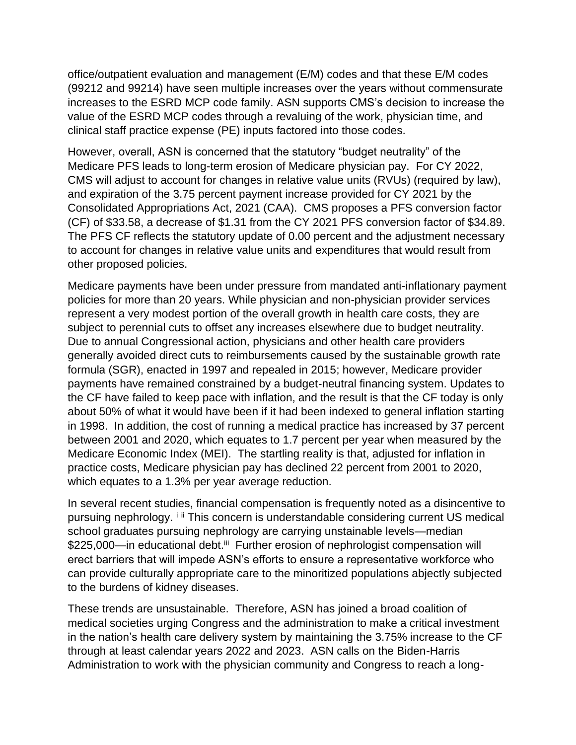office/outpatient evaluation and management (E/M) codes and that these E/M codes (99212 and 99214) have seen multiple increases over the years without commensurate increases to the ESRD MCP code family. ASN supports CMS's decision to increase the value of the ESRD MCP codes through a revaluing of the work, physician time, and clinical staff practice expense (PE) inputs factored into those codes.

However, overall, ASN is concerned that the statutory "budget neutrality" of the Medicare PFS leads to long-term erosion of Medicare physician pay. For CY 2022, CMS will adjust to account for changes in relative value units (RVUs) (required by law), and expiration of the 3.75 percent payment increase provided for CY 2021 by the Consolidated Appropriations Act, 2021 (CAA). CMS proposes a PFS conversion factor (CF) of $33.58, a decrease of $1.31 from the CY 2021 PFS conversion factor of $34.89. The PFS CF reflects the statutory update of 0.00 percent and the adjustment necessary to account for changes in relative value units and expenditures that would result from other proposed policies.

Medicare payments have been under pressure from mandated anti-inflationary payment policies for more than 20 years. While physician and non-physician provider services represent a very modest portion of the overall growth in health care costs, they are subject to perennial cuts to offset any increases elsewhere due to budget neutrality. Due to annual Congressional action, physicians and other health care providers generally avoided direct cuts to reimbursements caused by the sustainable growth rate formula (SGR), enacted in 1997 and repealed in 2015; however, Medicare provider payments have remained constrained by a budget-neutral financing system. Updates to the CF have failed to keep pace with inflation, and the result is that the CF today is only about 50% of what it would have been if it had been indexed to general inflation starting in 1998. In addition, the cost of running a medical practice has increased by 37 percent between 2001 and 2020, which equates to 1.7 percent per year when measured by the Medicare Economic Index (MEI). The startling reality is that, adjusted for inflation in practice costs, Medicare physician pay has declined 22 percent from 2001 to 2020, which equates to a 1.3% per year average reduction.

In several recent studies, financial compensation is frequently noted as a disincentive to pursuing nephrology.[i][ii] This concern is understandable considering current US medical school graduates pursuing nephrology are carrying unstainable levels—median $225,000—in educational debt.[iii] Further erosion of nephrologist compensation will erect barriers that will impede ASN's efforts to ensure a representative workforce who can provide culturally appropriate care to the minoritized populations abjectly subjected to the burdens of kidney diseases.

These trends are unsustainable. Therefore, ASN has joined a broad coalition of medical societies urging Congress and the administration to make a critical investment in the nation's health care delivery system by maintaining the 3.75% increase to the CF through at least calendar years 2022 and 2023. ASN calls on the Biden-Harris Administration to work with the physician community and Congress to reach a long-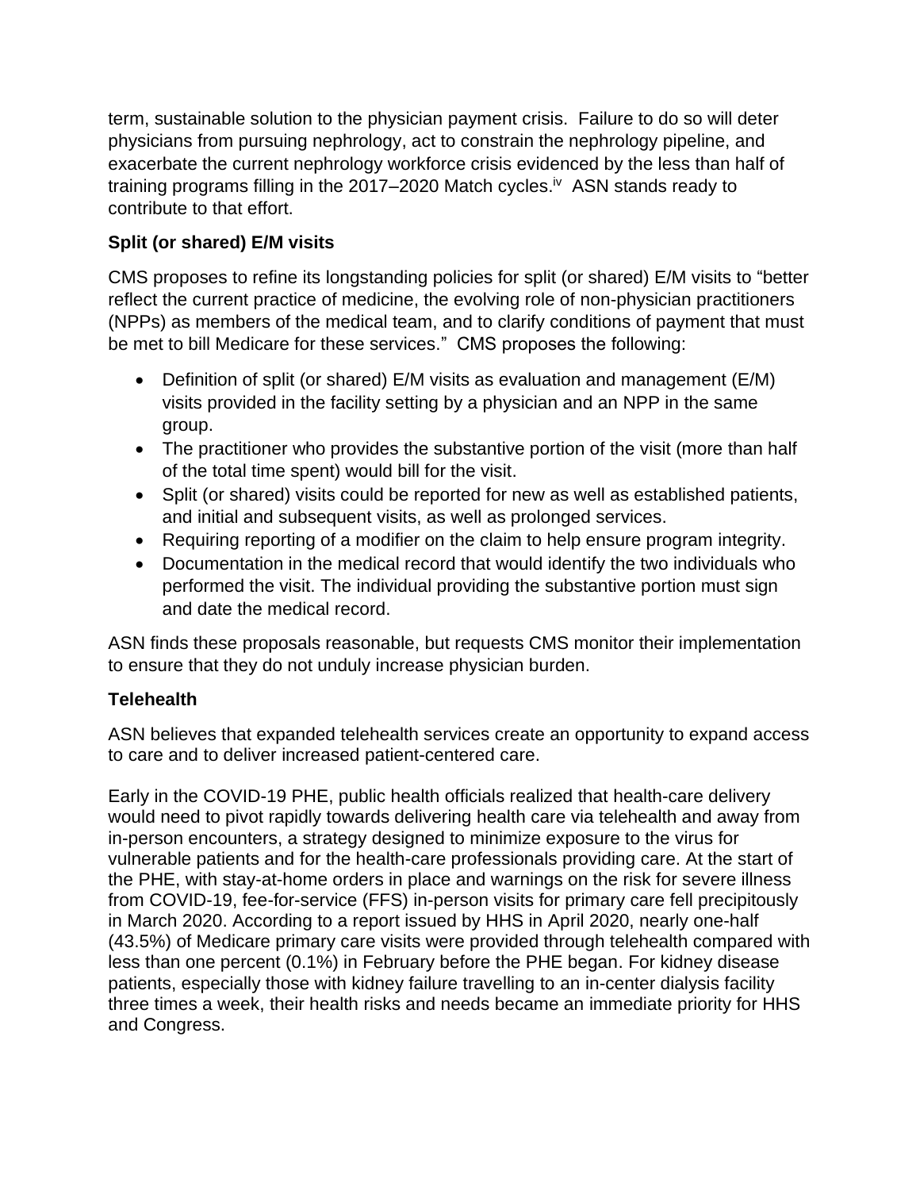term, sustainable solution to the physician payment crisis. Failure to do so will deter physicians from pursuing nephrology, act to constrain the nephrology pipeline, and exacerbate the current nephrology workforce crisis evidenced by the less than half of training programs filling in the 2017–2020 Match cycles.[iv] ASN stands ready to contribute to that effort.

**Split (or shared) E/M visits**

CMS proposes to refine its longstanding policies for split (or shared) E/M visits to "better reflect the current practice of medicine, the evolving role of non-physician practitioners (NPPs) as members of the medical team, and to clarify conditions of payment that must be met to bill Medicare for these services." CMS proposes the following:

- Definition of split (or shared) E/M visits as evaluation and management (E/M) visits provided in the facility setting by a physician and an NPP in the same group.
- The practitioner who provides the substantive portion of the visit (more than half of the total time spent) would bill for the visit.
- Split (or shared) visits could be reported for new as well as established patients, and initial and subsequent visits, as well as prolonged services.
- Requiring reporting of a modifier on the claim to help ensure program integrity.
- Documentation in the medical record that would identify the two individuals who performed the visit. The individual providing the substantive portion must sign and date the medical record.

ASN finds these proposals reasonable, but requests CMS monitor their implementation to ensure that they do not unduly increase physician burden.

**Telehealth**

ASN believes that expanded telehealth services create an opportunity to expand access to care and to deliver increased patient-centered care.

Early in the COVID-19 PHE, public health officials realized that health-care delivery would need to pivot rapidly towards delivering health care via telehealth and away from in-person encounters, a strategy designed to minimize exposure to the virus for vulnerable patients and for the health-care professionals providing care. At the start of the PHE, with stay-at-home orders in place and warnings on the risk for severe illness from COVID-19, fee-for-service (FFS) in-person visits for primary care fell precipitously in March 2020. According to a report issued by HHS in April 2020, nearly one-half (43.5%) of Medicare primary care visits were provided through telehealth compared with less than one percent (0.1%) in February before the PHE began. For kidney disease patients, especially those with kidney failure travelling to an in-center dialysis facility three times a week, their health risks and needs became an immediate priority for HHS and Congress.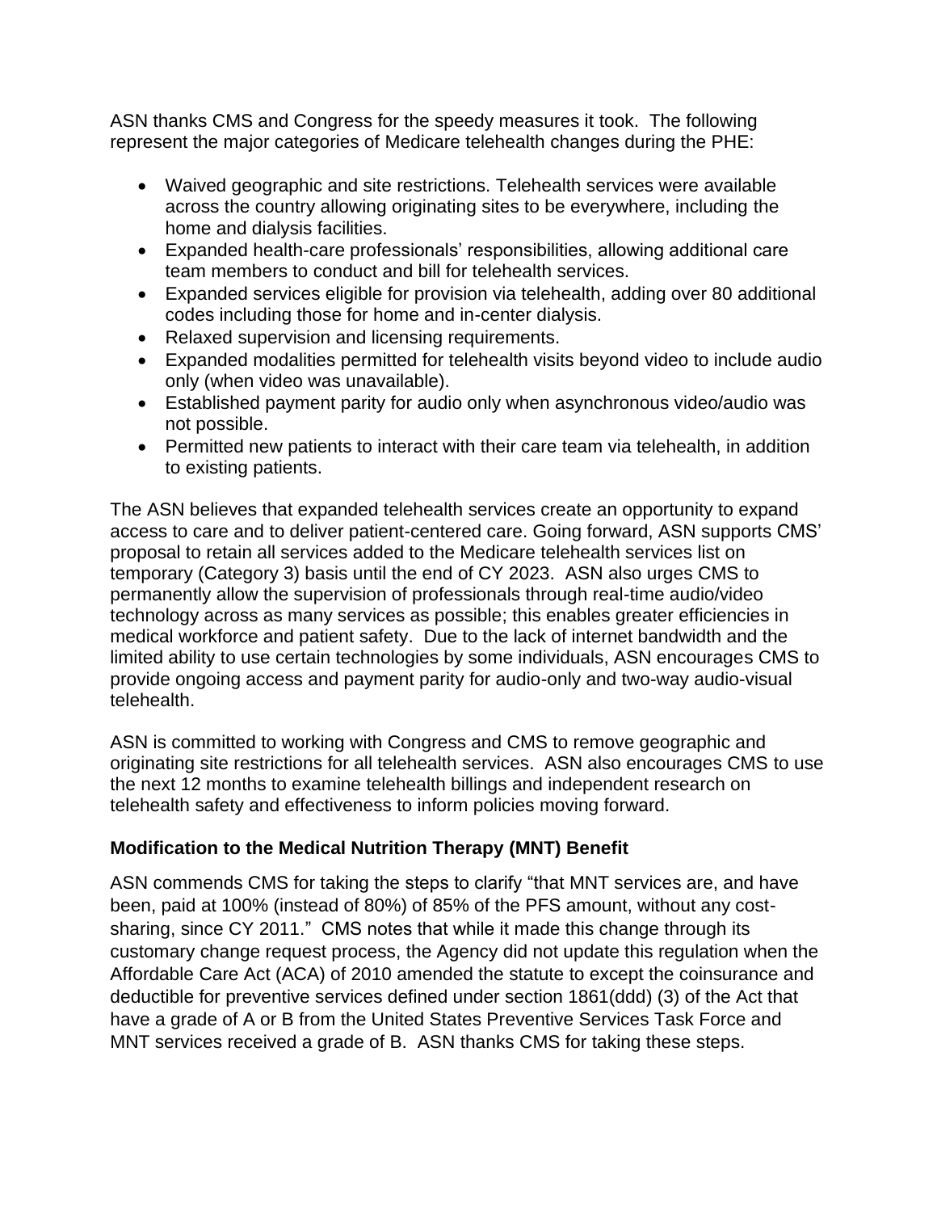ASN thanks CMS and Congress for the speedy measures it took. The following represent the major categories of Medicare telehealth changes during the PHE:

- Waived geographic and site restrictions. Telehealth services were available across the country allowing originating sites to be everywhere, including the home and dialysis facilities.
- Expanded health-care professionals' responsibilities, allowing additional care team members to conduct and bill for telehealth services.
- Expanded services eligible for provision via telehealth, adding over 80 additional codes including those for home and in-center dialysis.
- Relaxed supervision and licensing requirements.
- Expanded modalities permitted for telehealth visits beyond video to include audio only (when video was unavailable).
- Established payment parity for audio only when asynchronous video/audio was not possible.
- Permitted new patients to interact with their care team via telehealth, in addition to existing patients.

The ASN believes that expanded telehealth services create an opportunity to expand access to care and to deliver patient-centered care. Going forward, ASN supports CMS' proposal to retain all services added to the Medicare telehealth services list on temporary (Category 3) basis until the end of CY 2023. ASN also urges CMS to permanently allow the supervision of professionals through real-time audio/video technology across as many services as possible; this enables greater efficiencies in medical workforce and patient safety. Due to the lack of internet bandwidth and the limited ability to use certain technologies by some individuals, ASN encourages CMS to provide ongoing access and payment parity for audio-only and two-way audio-visual telehealth.

ASN is committed to working with Congress and CMS to remove geographic and originating site restrictions for all telehealth services. ASN also encourages CMS to use the next 12 months to examine telehealth billings and independent research on telehealth safety and effectiveness to inform policies moving forward.

**Modification to the Medical Nutrition Therapy (MNT) Benefit**

ASN commends CMS for taking the steps to clarify "that MNT services are, and have been, paid at 100% (instead of 80%) of 85% of the PFS amount, without any cost-sharing, since CY 2011." CMS notes that while it made this change through its customary change request process, the Agency did not update this regulation when the Affordable Care Act (ACA) of 2010 amended the statute to except the coinsurance and deductible for preventive services defined under section 1861(ddd) (3) of the Act that have a grade of A or B from the United States Preventive Services Task Force and MNT services received a grade of B. ASN thanks CMS for taking these steps.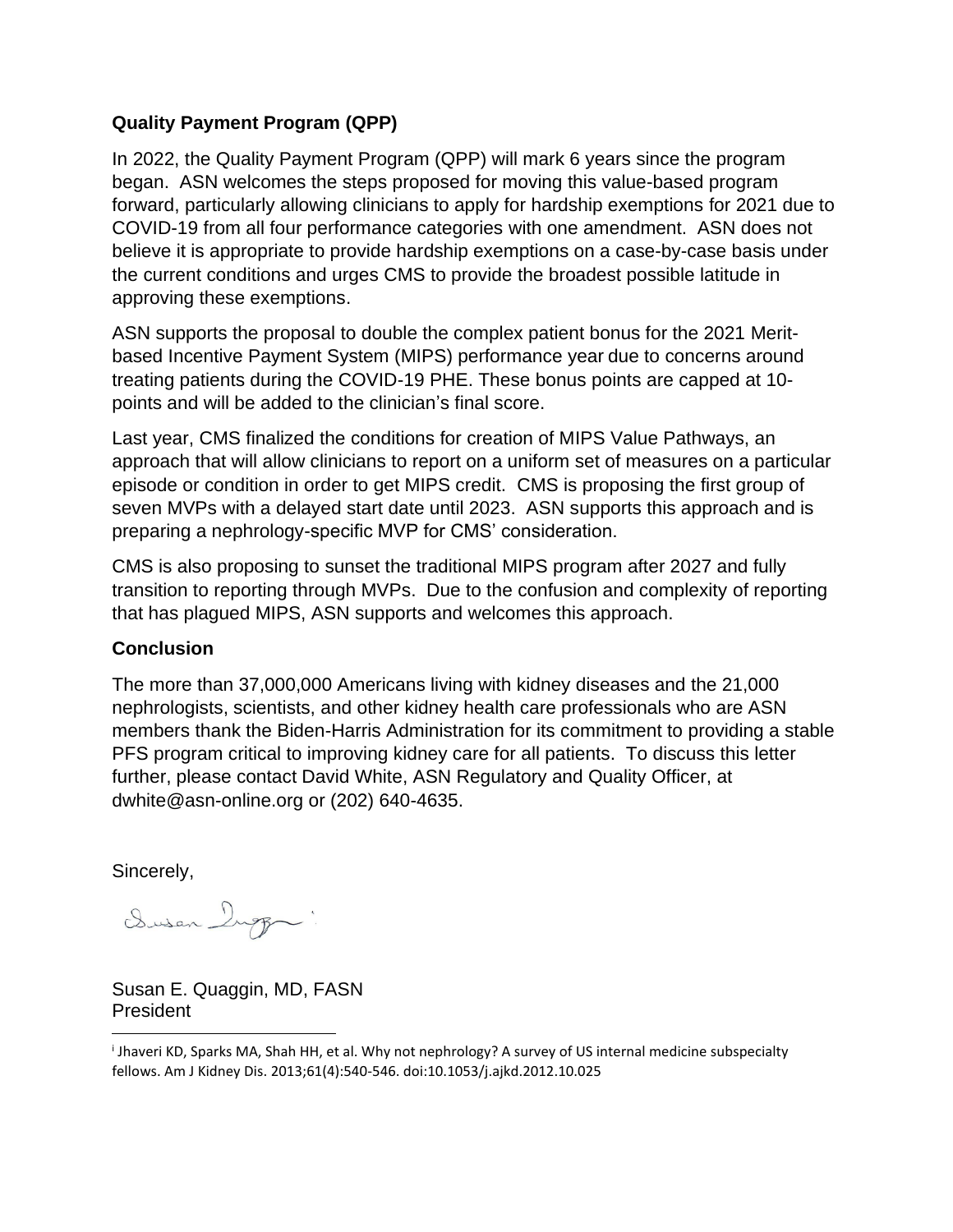## Quality Payment Program (QPP)

In 2022, the Quality Payment Program (QPP) will mark 6 years since the program began. ASN welcomes the steps proposed for moving this value-based program forward, particularly allowing clinicians to apply for hardship exemptions for 2021 due to COVID-19 from all four performance categories with one amendment. ASN does not believe it is appropriate to provide hardship exemptions on a case-by-case basis under the current conditions and urges CMS to provide the broadest possible latitude in approving these exemptions.

ASN supports the proposal to double the complex patient bonus for the 2021 Merit-based Incentive Payment System (MIPS) performance year due to concerns around treating patients during the COVID-19 PHE. These bonus points are capped at 10-points and will be added to the clinician's final score.

Last year, CMS finalized the conditions for creation of MIPS Value Pathways, an approach that will allow clinicians to report on a uniform set of measures on a particular episode or condition in order to get MIPS credit. CMS is proposing the first group of seven MVPs with a delayed start date until 2023. ASN supports this approach and is preparing a nephrology-specific MVP for CMS' consideration.

CMS is also proposing to sunset the traditional MIPS program after 2027 and fully transition to reporting through MVPs. Due to the confusion and complexity of reporting that has plagued MIPS, ASN supports and welcomes this approach.

## Conclusion

The more than 37,000,000 Americans living with kidney diseases and the 21,000 nephrologists, scientists, and other kidney health care professionals who are ASN members thank the Biden-Harris Administration for its commitment to providing a stable PFS program critical to improving kidney care for all patients. To discuss this letter further, please contact David White, ASN Regulatory and Quality Officer, at dwhite@asn-online.org or (202) 640-4635.

Sincerely,

Susan E. Quaggin, MD, FASN
President

---

[i] Jhaveri KD, Sparks MA, Shah HH, et al. Why not nephrology? A survey of US internal medicine subspecialty fellows. Am J Kidney Dis. 2013;61(4):540-546. doi:10.1053/j.ajkd.2012.10.025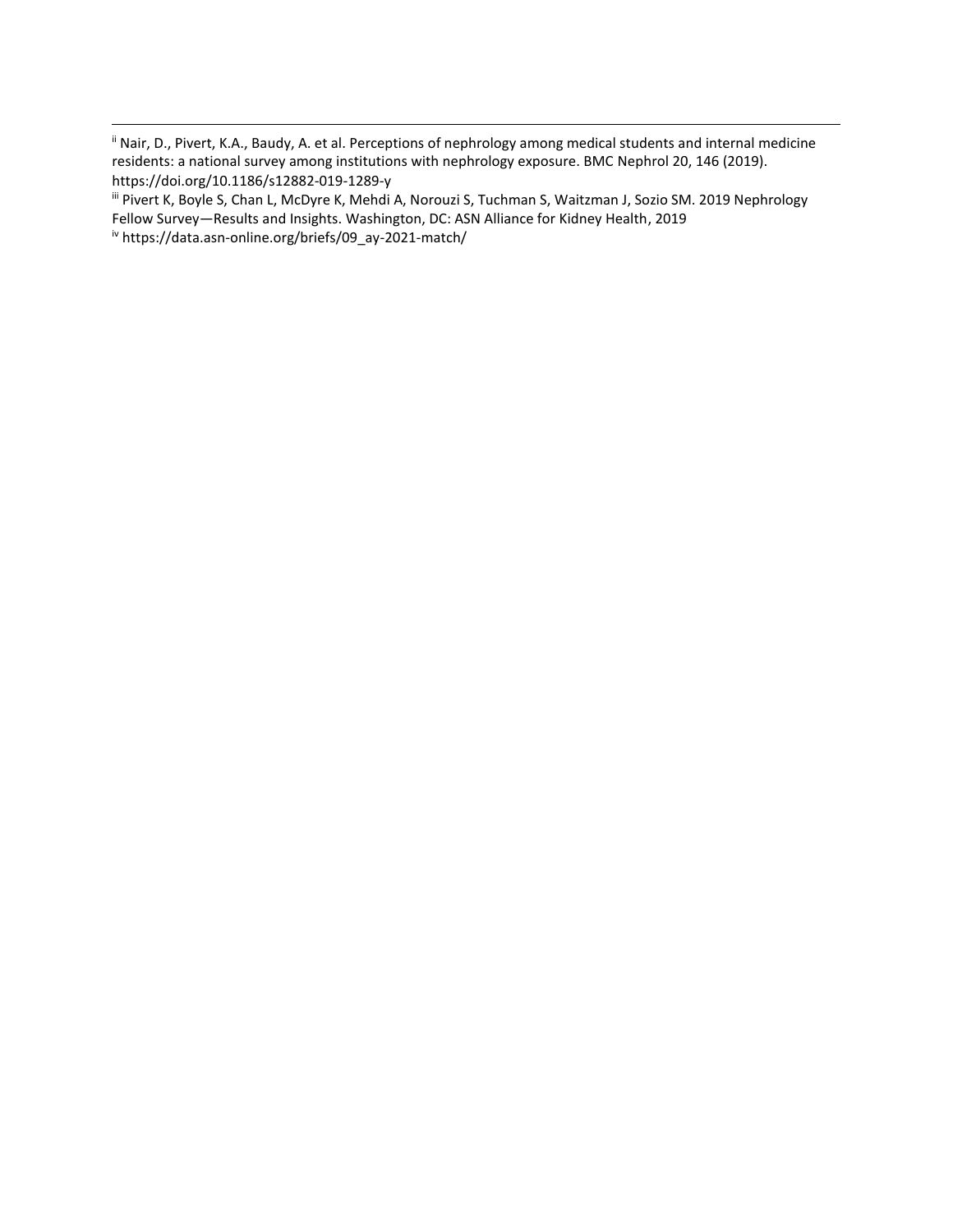---

[ii] Nair, D., Pivert, K.A., Baudy, A. et al. Perceptions of nephrology among medical students and internal medicine residents: a national survey among institutions with nephrology exposure. BMC Nephrol 20, 146 (2019). https://doi.org/10.1186/s12882-019-1289-y

[iii] Pivert K, Boyle S, Chan L, McDyre K, Mehdi A, Norouzi S, Tuchman S, Waitzman J, Sozio SM. 2019 Nephrology Fellow Survey—Results and Insights. Washington, DC: ASN Alliance for Kidney Health, 2019

[iv] https://data.asn-online.org/briefs/09_ay-2021-match/